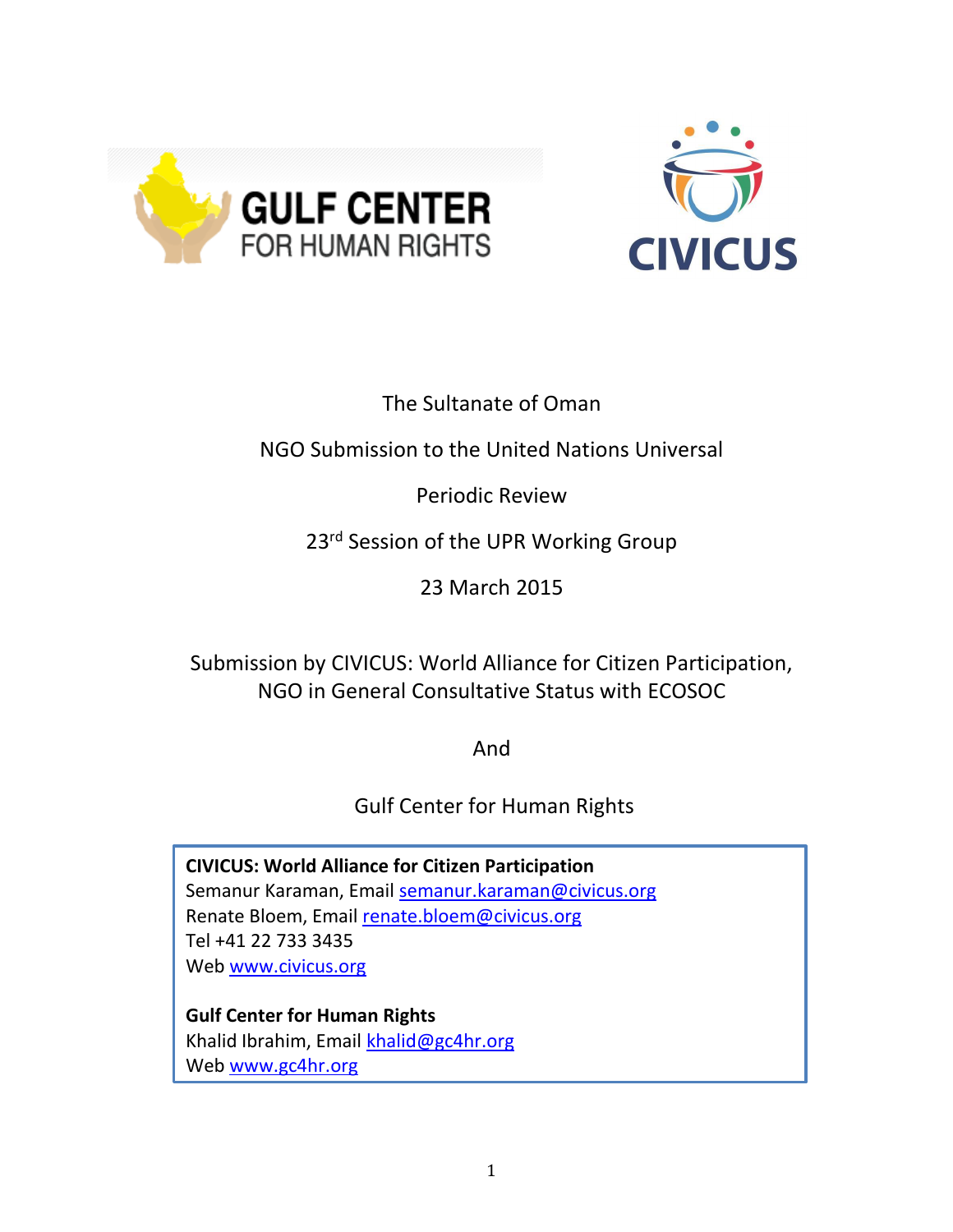The Sultanate of Oman

NGO Submission to the United Nations Universal Periodic Review

23rd Session of the UPR Working Group

23 March 2015

Submission by CIVICUS: World Alliance for Citizen Participation, NGO in General Consultative Status with ECOSOC

And

Gulf Center for Human Rights

**CIVICUS: World Alliance for Citizen Participation**
Semanur Karaman, Email semanur.karaman@civicus.org
Renate Bloem, Email renate.bloem@civicus.org
Tel +41 22 733 3435
Web www.civicus.org

**Gulf Center for Human Rights**
Khalid Ibrahim, Email khalid@gc4hr.org
Web www.gc4hr.org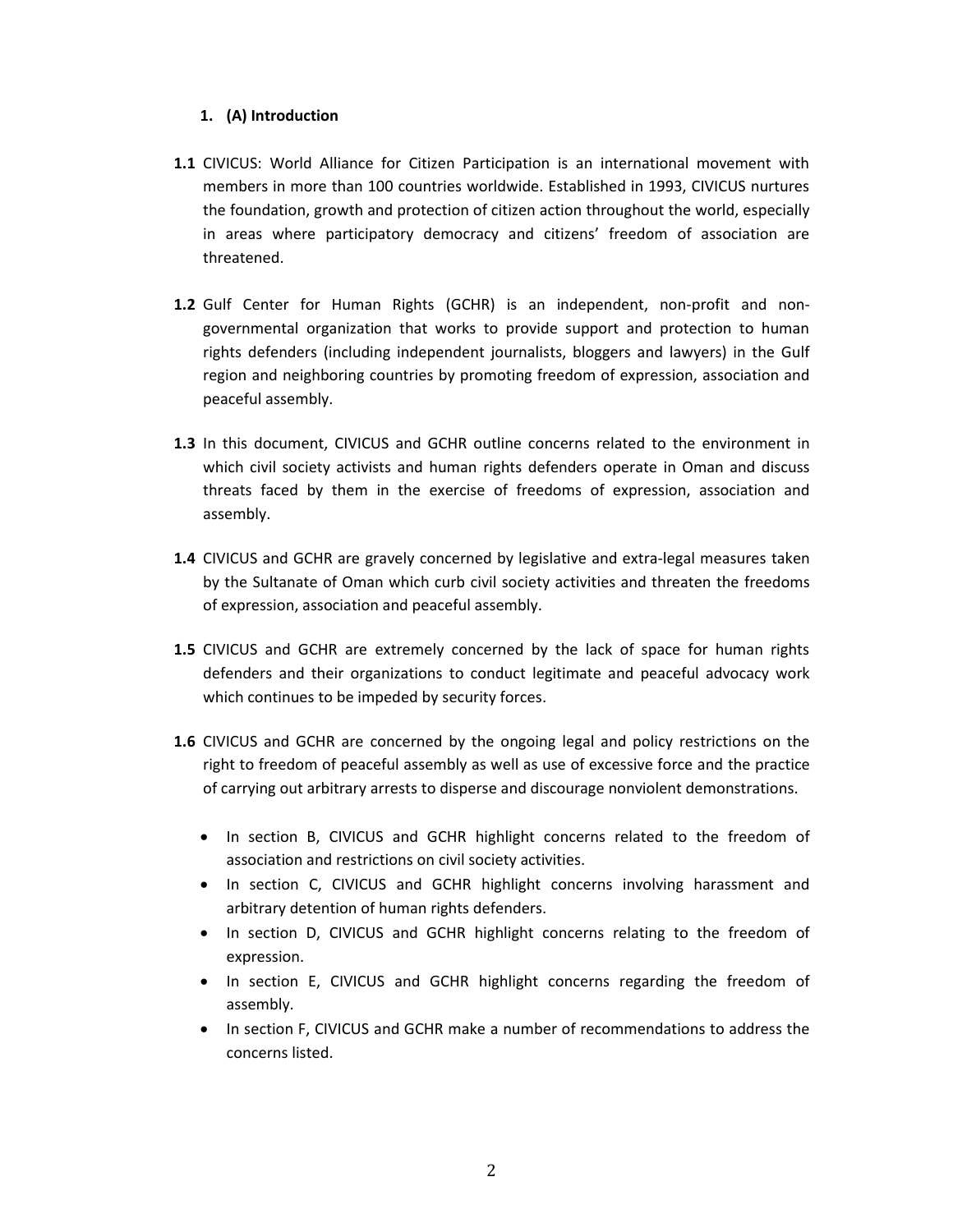## 1. (A) Introduction

**1.1** CIVICUS: World Alliance for Citizen Participation is an international movement with members in more than 100 countries worldwide. Established in 1993, CIVICUS nurtures the foundation, growth and protection of citizen action throughout the world, especially in areas where participatory democracy and citizens' freedom of association are threatened.

**1.2** Gulf Center for Human Rights (GCHR) is an independent, non-profit and non-governmental organization that works to provide support and protection to human rights defenders (including independent journalists, bloggers and lawyers) in the Gulf region and neighboring countries by promoting freedom of expression, association and peaceful assembly.

**1.3** In this document, CIVICUS and GCHR outline concerns related to the environment in which civil society activists and human rights defenders operate in Oman and discuss threats faced by them in the exercise of freedoms of expression, association and assembly.

**1.4** CIVICUS and GCHR are gravely concerned by legislative and extra-legal measures taken by the Sultanate of Oman which curb civil society activities and threaten the freedoms of expression, association and peaceful assembly.

**1.5** CIVICUS and GCHR are extremely concerned by the lack of space for human rights defenders and their organizations to conduct legitimate and peaceful advocacy work which continues to be impeded by security forces.

**1.6** CIVICUS and GCHR are concerned by the ongoing legal and policy restrictions on the right to freedom of peaceful assembly as well as use of excessive force and the practice of carrying out arbitrary arrests to disperse and discourage nonviolent demonstrations.

- In section B, CIVICUS and GCHR highlight concerns related to the freedom of association and restrictions on civil society activities.
- In section C, CIVICUS and GCHR highlight concerns involving harassment and arbitrary detention of human rights defenders.
- In section D, CIVICUS and GCHR highlight concerns relating to the freedom of expression.
- In section E, CIVICUS and GCHR highlight concerns regarding the freedom of assembly.
- In section F, CIVICUS and GCHR make a number of recommendations to address the concerns listed.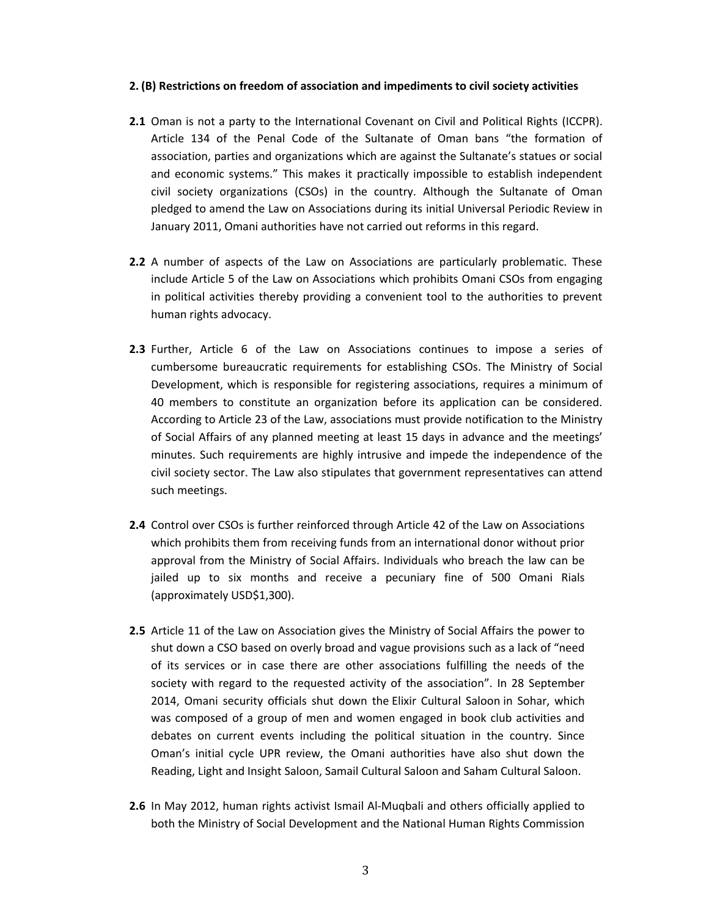**2. (B) Restrictions on freedom of association and impediments to civil society activities**

**2.1** Oman is not a party to the International Covenant on Civil and Political Rights (ICCPR). Article 134 of the Penal Code of the Sultanate of Oman bans "the formation of association, parties and organizations which are against the Sultanate's statues or social and economic systems." This makes it practically impossible to establish independent civil society organizations (CSOs) in the country. Although the Sultanate of Oman pledged to amend the Law on Associations during its initial Universal Periodic Review in January 2011, Omani authorities have not carried out reforms in this regard.

**2.2** A number of aspects of the Law on Associations are particularly problematic. These include Article 5 of the Law on Associations which prohibits Omani CSOs from engaging in political activities thereby providing a convenient tool to the authorities to prevent human rights advocacy.

**2.3** Further, Article 6 of the Law on Associations continues to impose a series of cumbersome bureaucratic requirements for establishing CSOs. The Ministry of Social Development, which is responsible for registering associations, requires a minimum of 40 members to constitute an organization before its application can be considered. According to Article 23 of the Law, associations must provide notification to the Ministry of Social Affairs of any planned meeting at least 15 days in advance and the meetings' minutes. Such requirements are highly intrusive and impede the independence of the civil society sector. The Law also stipulates that government representatives can attend such meetings.

**2.4** Control over CSOs is further reinforced through Article 42 of the Law on Associations which prohibits them from receiving funds from an international donor without prior approval from the Ministry of Social Affairs. Individuals who breach the law can be jailed up to six months and receive a pecuniary fine of 500 Omani Rials (approximately USD$1,300).

**2.5** Article 11 of the Law on Association gives the Ministry of Social Affairs the power to shut down a CSO based on overly broad and vague provisions such as a lack of "need of its services or in case there are other associations fulfilling the needs of the society with regard to the requested activity of the association". In 28 September 2014, Omani security officials shut down the Elixir Cultural Saloon in Sohar, which was composed of a group of men and women engaged in book club activities and debates on current events including the political situation in the country. Since Oman's initial cycle UPR review, the Omani authorities have also shut down the Reading, Light and Insight Saloon, Samail Cultural Saloon and Saham Cultural Saloon.

**2.6** In May 2012, human rights activist Ismail Al-Muqbali and others officially applied to both the Ministry of Social Development and the National Human Rights Commission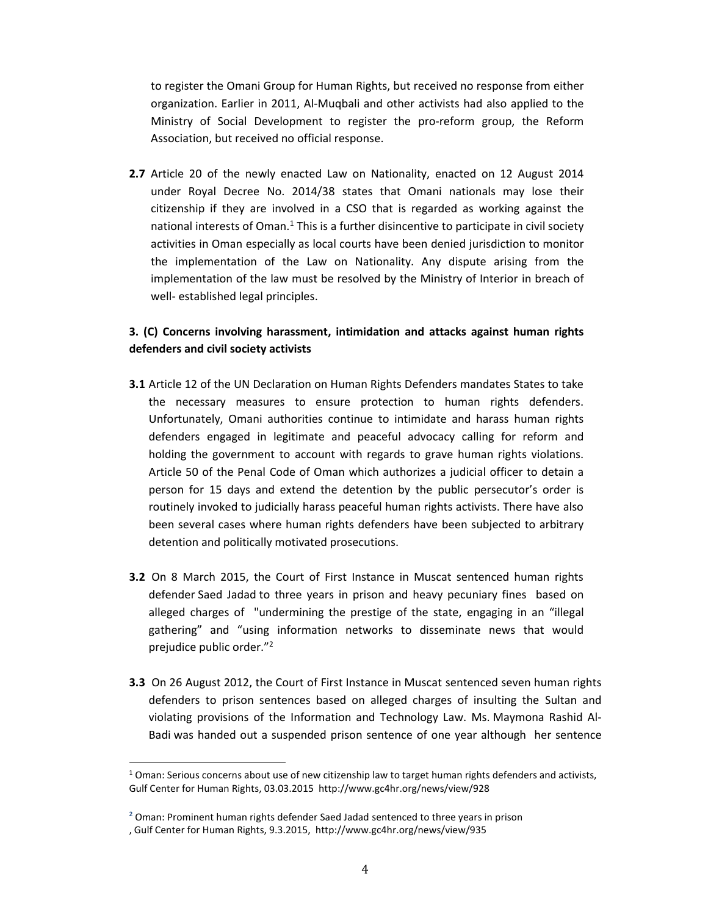to register the Omani Group for Human Rights, but received no response from either organization. Earlier in 2011, Al-Muqbali and other activists had also applied to the Ministry of Social Development to register the pro-reform group, the Reform Association, but received no official response.

**2.7** Article 20 of the newly enacted Law on Nationality, enacted on 12 August 2014 under Royal Decree No. 2014/38 states that Omani nationals may lose their citizenship if they are involved in a CSO that is regarded as working against the national interests of Oman.[1] This is a further disincentive to participate in civil society activities in Oman especially as local courts have been denied jurisdiction to monitor the implementation of the Law on Nationality. Any dispute arising from the implementation of the law must be resolved by the Ministry of Interior in breach of well- established legal principles.

**3. (C) Concerns involving harassment, intimidation and attacks against human rights defenders and civil society activists**

**3.1** Article 12 of the UN Declaration on Human Rights Defenders mandates States to take the necessary measures to ensure protection to human rights defenders. Unfortunately, Omani authorities continue to intimidate and harass human rights defenders engaged in legitimate and peaceful advocacy calling for reform and holding the government to account with regards to grave human rights violations. Article 50 of the Penal Code of Oman which authorizes a judicial officer to detain a person for 15 days and extend the detention by the public persecutor's order is routinely invoked to judicially harass peaceful human rights activists. There have also been several cases where human rights defenders have been subjected to arbitrary detention and politically motivated prosecutions.

**3.2** On 8 March 2015, the Court of First Instance in Muscat sentenced human rights defender Saed Jadad to three years in prison and heavy pecuniary fines based on alleged charges of "undermining the prestige of the state, engaging in an "illegal gathering" and "using information networks to disseminate news that would prejudice public order."[2]

**3.3** On 26 August 2012, the Court of First Instance in Muscat sentenced seven human rights defenders to prison sentences based on alleged charges of insulting the Sultan and violating provisions of the Information and Technology Law. Ms. Maymona Rashid Al-Badi was handed out a suspended prison sentence of one year although her sentence

---

[1] Oman: Serious concerns about use of new citizenship law to target human rights defenders and activists, Gulf Center for Human Rights, 03.03.2015 http://www.gc4hr.org/news/view/928

[2] Oman: Prominent human rights defender Saed Jadad sentenced to three years in prison , Gulf Center for Human Rights, 9.3.2015, http://www.gc4hr.org/news/view/935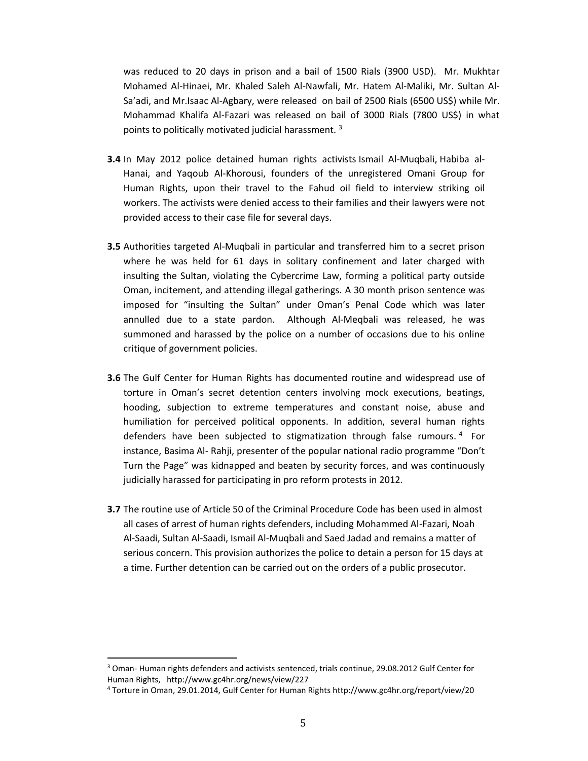was reduced to 20 days in prison and a bail of 1500 Rials (3900 USD). Mr. Mukhtar Mohamed Al-Hinaei, Mr. Khaled Saleh Al-Nawfali, Mr. Hatem Al-Maliki, Mr. Sultan Al-Sa'adi, and Mr.Isaac Al-Agbary, were released on bail of 2500 Rials (6500 US$) while Mr. Mohammad Khalifa Al-Fazari was released on bail of 3000 Rials (7800 US$) in what points to politically motivated judicial harassment. [3]

**3.4** In May 2012 police detained human rights activists Ismail Al-Muqbali, Habiba al-Hanai, and Yaqoub Al-Khorousi, founders of the unregistered Omani Group for Human Rights, upon their travel to the Fahud oil field to interview striking oil workers. The activists were denied access to their families and their lawyers were not provided access to their case file for several days.

**3.5** Authorities targeted Al-Muqbali in particular and transferred him to a secret prison where he was held for 61 days in solitary confinement and later charged with insulting the Sultan, violating the Cybercrime Law, forming a political party outside Oman, incitement, and attending illegal gatherings. A 30 month prison sentence was imposed for "insulting the Sultan" under Oman's Penal Code which was later annulled due to a state pardon. Although Al-Meqbali was released, he was summoned and harassed by the police on a number of occasions due to his online critique of government policies.

**3.6** The Gulf Center for Human Rights has documented routine and widespread use of torture in Oman's secret detention centers involving mock executions, beatings, hooding, subjection to extreme temperatures and constant noise, abuse and humiliation for perceived political opponents. In addition, several human rights defenders have been subjected to stigmatization through false rumours. [4] For instance, Basima Al- Rahji, presenter of the popular national radio programme "Don't Turn the Page" was kidnapped and beaten by security forces, and was continuously judicially harassed for participating in pro reform protests in 2012.

**3.7** The routine use of Article 50 of the Criminal Procedure Code has been used in almost all cases of arrest of human rights defenders, including Mohammed Al-Fazari, Noah Al-Saadi, Sultan Al-Saadi, Ismail Al-Muqbali and Saed Jadad and remains a matter of serious concern. This provision authorizes the police to detain a person for 15 days at a time. Further detention can be carried out on the orders of a public prosecutor.

---

[3] Oman- Human rights defenders and activists sentenced, trials continue, 29.08.2012 Gulf Center for Human Rights, http://www.gc4hr.org/news/view/227

[4] Torture in Oman, 29.01.2014, Gulf Center for Human Rights http://www.gc4hr.org/report/view/20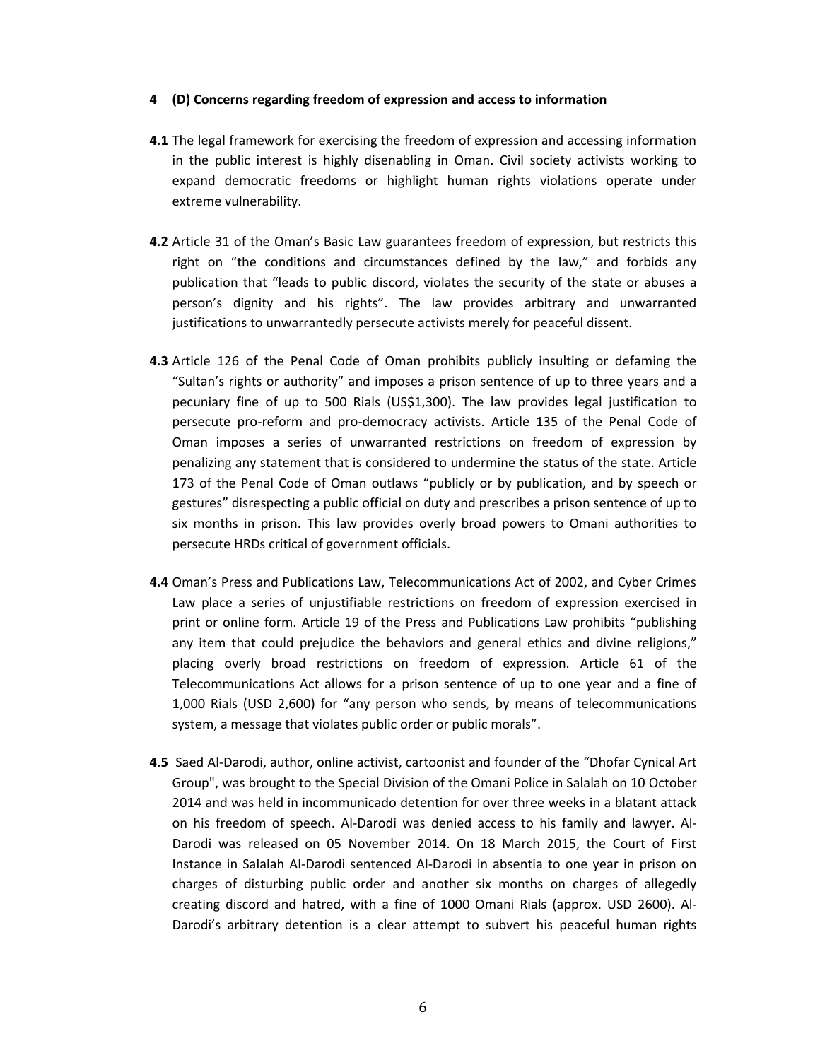## 4 (D) Concerns regarding freedom of expression and access to information

**4.1** The legal framework for exercising the freedom of expression and accessing information in the public interest is highly disenabling in Oman. Civil society activists working to expand democratic freedoms or highlight human rights violations operate under extreme vulnerability.

**4.2** Article 31 of the Oman's Basic Law guarantees freedom of expression, but restricts this right on "the conditions and circumstances defined by the law," and forbids any publication that "leads to public discord, violates the security of the state or abuses a person's dignity and his rights". The law provides arbitrary and unwarranted justifications to unwarrantedly persecute activists merely for peaceful dissent.

**4.3** Article 126 of the Penal Code of Oman prohibits publicly insulting or defaming the "Sultan's rights or authority" and imposes a prison sentence of up to three years and a pecuniary fine of up to 500 Rials (US$1,300). The law provides legal justification to persecute pro-reform and pro-democracy activists. Article 135 of the Penal Code of Oman imposes a series of unwarranted restrictions on freedom of expression by penalizing any statement that is considered to undermine the status of the state. Article 173 of the Penal Code of Oman outlaws "publicly or by publication, and by speech or gestures" disrespecting a public official on duty and prescribes a prison sentence of up to six months in prison. This law provides overly broad powers to Omani authorities to persecute HRDs critical of government officials.

**4.4** Oman's Press and Publications Law, Telecommunications Act of 2002, and Cyber Crimes Law place a series of unjustifiable restrictions on freedom of expression exercised in print or online form. Article 19 of the Press and Publications Law prohibits "publishing any item that could prejudice the behaviors and general ethics and divine religions," placing overly broad restrictions on freedom of expression. Article 61 of the Telecommunications Act allows for a prison sentence of up to one year and a fine of 1,000 Rials (USD 2,600) for "any person who sends, by means of telecommunications system, a message that violates public order or public morals".

**4.5** Saed Al-Darodi, author, online activist, cartoonist and founder of the "Dhofar Cynical Art Group", was brought to the Special Division of the Omani Police in Salalah on 10 October 2014 and was held in incommunicado detention for over three weeks in a blatant attack on his freedom of speech. Al-Darodi was denied access to his family and lawyer. Al-Darodi was released on 05 November 2014. On 18 March 2015, the Court of First Instance in Salalah Al-Darodi sentenced Al-Darodi in absentia to one year in prison on charges of disturbing public order and another six months on charges of allegedly creating discord and hatred, with a fine of 1000 Omani Rials (approx. USD 2600). Al-Darodi's arbitrary detention is a clear attempt to subvert his peaceful human rights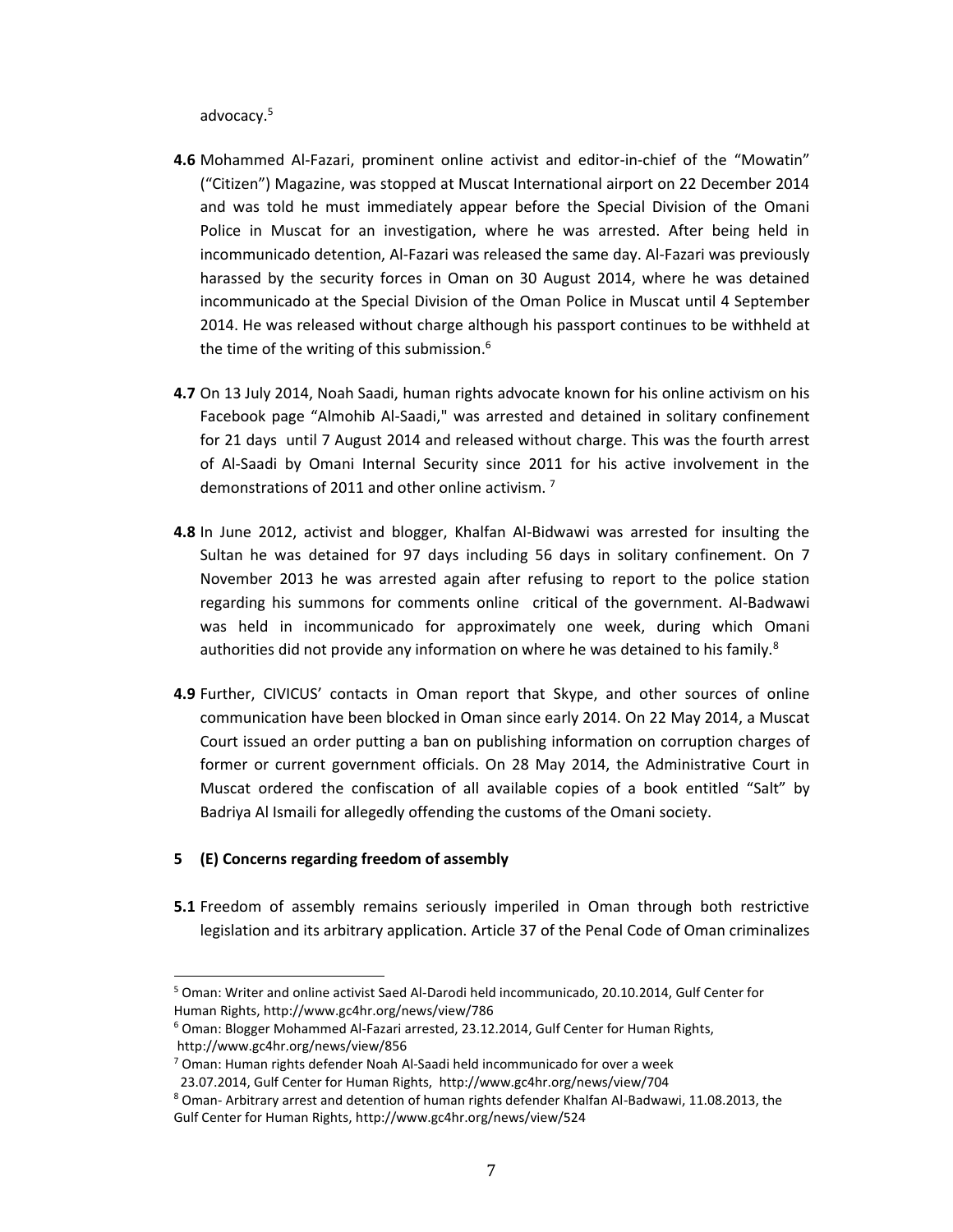advocacy.[5]

**4.6** Mohammed Al-Fazari, prominent online activist and editor-in-chief of the "Mowatin" ("Citizen") Magazine, was stopped at Muscat International airport on 22 December 2014 and was told he must immediately appear before the Special Division of the Omani Police in Muscat for an investigation, where he was arrested. After being held in incommunicado detention, Al-Fazari was released the same day. Al-Fazari was previously harassed by the security forces in Oman on 30 August 2014, where he was detained incommunicado at the Special Division of the Oman Police in Muscat until 4 September 2014. He was released without charge although his passport continues to be withheld at the time of the writing of this submission.[6]

**4.7** On 13 July 2014, Noah Saadi, human rights advocate known for his online activism on his Facebook page "Almohib Al-Saadi," was arrested and detained in solitary confinement for 21 days until 7 August 2014 and released without charge. This was the fourth arrest of Al-Saadi by Omani Internal Security since 2011 for his active involvement in the demonstrations of 2011 and other online activism. [7]

**4.8** In June 2012, activist and blogger, Khalfan Al-Bidwawi was arrested for insulting the Sultan he was detained for 97 days including 56 days in solitary confinement. On 7 November 2013 he was arrested again after refusing to report to the police station regarding his summons for comments online critical of the government. Al-Badwawi was held in incommunicado for approximately one week, during which Omani authorities did not provide any information on where he was detained to his family.[8]

**4.9** Further, CIVICUS' contacts in Oman report that Skype, and other sources of online communication have been blocked in Oman since early 2014. On 22 May 2014, a Muscat Court issued an order putting a ban on publishing information on corruption charges of former or current government officials. On 28 May 2014, the Administrative Court in Muscat ordered the confiscation of all available copies of a book entitled "Salt" by Badriya Al Ismaili for allegedly offending the customs of the Omani society.

## 5 (E) Concerns regarding freedom of assembly

**5.1** Freedom of assembly remains seriously imperiled in Oman through both restrictive legislation and its arbitrary application. Article 37 of the Penal Code of Oman criminalizes

---

[5] Oman: Writer and online activist Saed Al-Darodi held incommunicado, 20.10.2014, Gulf Center for Human Rights, http://www.gc4hr.org/news/view/786

[6] Oman: Blogger Mohammed Al-Fazari arrested, 23.12.2014, Gulf Center for Human Rights, http://www.gc4hr.org/news/view/856

[7] Oman: Human rights defender Noah Al-Saadi held incommunicado for over a week 23.07.2014, Gulf Center for Human Rights, http://www.gc4hr.org/news/view/704

[8] Oman- Arbitrary arrest and detention of human rights defender Khalfan Al-Badwawi, 11.08.2013, the Gulf Center for Human Rights, http://www.gc4hr.org/news/view/524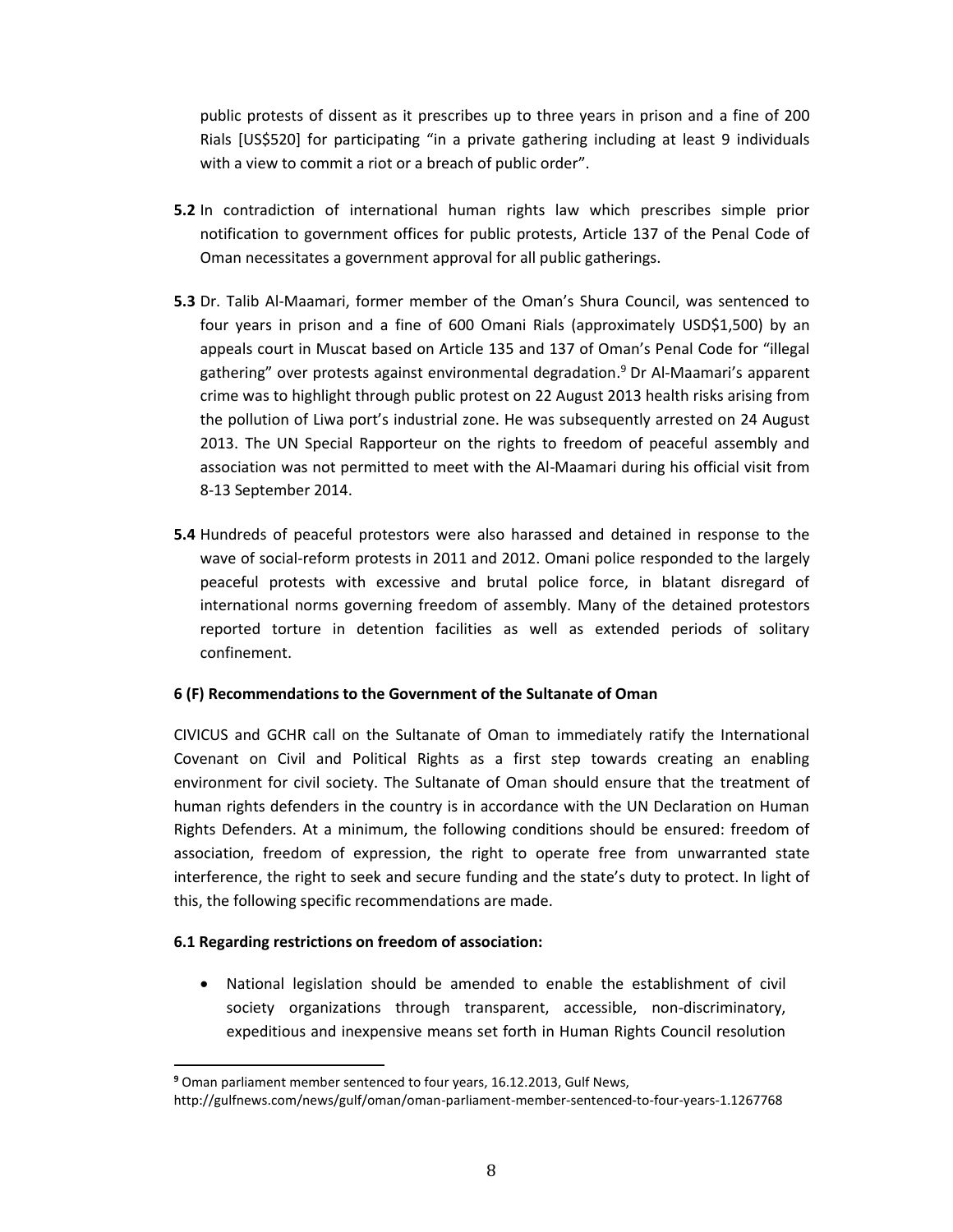public protests of dissent as it prescribes up to three years in prison and a fine of 200 Rials [US$520] for participating "in a private gathering including at least 9 individuals with a view to commit a riot or a breach of public order".

**5.2** In contradiction of international human rights law which prescribes simple prior notification to government offices for public protests, Article 137 of the Penal Code of Oman necessitates a government approval for all public gatherings.

**5.3** Dr. Talib Al-Maamari, former member of the Oman's Shura Council, was sentenced to four years in prison and a fine of 600 Omani Rials (approximately USD$1,500) by an appeals court in Muscat based on Article 135 and 137 of Oman's Penal Code for "illegal gathering" over protests against environmental degradation.[9] Dr Al-Maamari's apparent crime was to highlight through public protest on 22 August 2013 health risks arising from the pollution of Liwa port's industrial zone. He was subsequently arrested on 24 August 2013. The UN Special Rapporteur on the rights to freedom of peaceful assembly and association was not permitted to meet with the Al-Maamari during his official visit from 8-13 September 2014.

**5.4** Hundreds of peaceful protestors were also harassed and detained in response to the wave of social-reform protests in 2011 and 2012. Omani police responded to the largely peaceful protests with excessive and brutal police force, in blatant disregard of international norms governing freedom of assembly. Many of the detained protestors reported torture in detention facilities as well as extended periods of solitary confinement.

**6 (F) Recommendations to the Government of the Sultanate of Oman**

CIVICUS and GCHR call on the Sultanate of Oman to immediately ratify the International Covenant on Civil and Political Rights as a first step towards creating an enabling environment for civil society. The Sultanate of Oman should ensure that the treatment of human rights defenders in the country is in accordance with the UN Declaration on Human Rights Defenders. At a minimum, the following conditions should be ensured: freedom of association, freedom of expression, the right to operate free from unwarranted state interference, the right to seek and secure funding and the state's duty to protect. In light of this, the following specific recommendations are made.

**6.1 Regarding restrictions on freedom of association:**

- National legislation should be amended to enable the establishment of civil society organizations through transparent, accessible, non-discriminatory, expeditious and inexpensive means set forth in Human Rights Council resolution

---

[9] Oman parliament member sentenced to four years, 16.12.2013, Gulf News, http://gulfnews.com/news/gulf/oman/oman-parliament-member-sentenced-to-four-years-1.1267768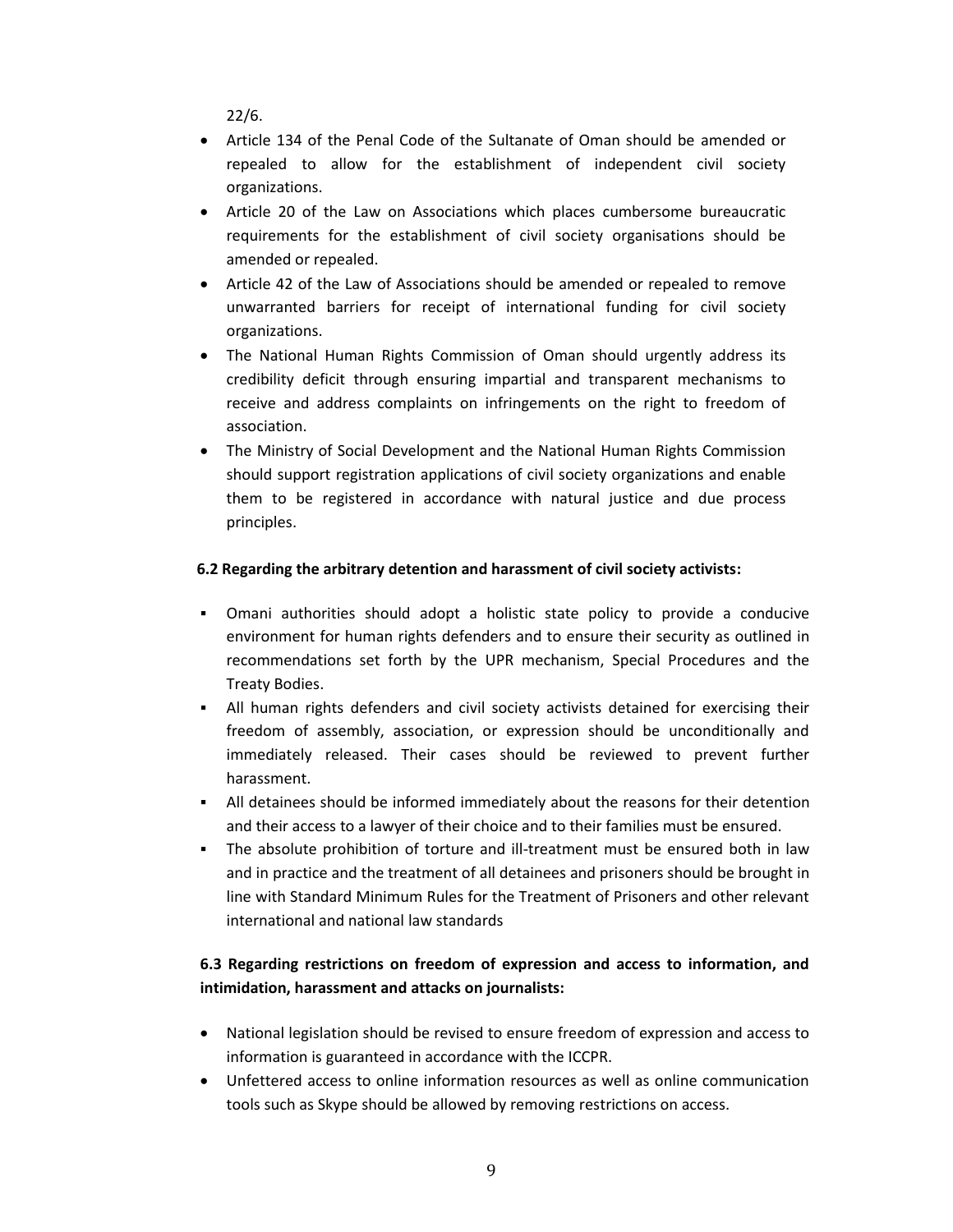22/6.

- Article 134 of the Penal Code of the Sultanate of Oman should be amended or repealed to allow for the establishment of independent civil society organizations.
- Article 20 of the Law on Associations which places cumbersome bureaucratic requirements for the establishment of civil society organisations should be amended or repealed.
- Article 42 of the Law of Associations should be amended or repealed to remove unwarranted barriers for receipt of international funding for civil society organizations.
- The National Human Rights Commission of Oman should urgently address its credibility deficit through ensuring impartial and transparent mechanisms to receive and address complaints on infringements on the right to freedom of association.
- The Ministry of Social Development and the National Human Rights Commission should support registration applications of civil society organizations and enable them to be registered in accordance with natural justice and due process principles.

**6.2 Regarding the arbitrary detention and harassment of civil society activists:**

- Omani authorities should adopt a holistic state policy to provide a conducive environment for human rights defenders and to ensure their security as outlined in recommendations set forth by the UPR mechanism, Special Procedures and the Treaty Bodies.
- All human rights defenders and civil society activists detained for exercising their freedom of assembly, association, or expression should be unconditionally and immediately released. Their cases should be reviewed to prevent further harassment.
- All detainees should be informed immediately about the reasons for their detention and their access to a lawyer of their choice and to their families must be ensured.
- The absolute prohibition of torture and ill-treatment must be ensured both in law and in practice and the treatment of all detainees and prisoners should be brought in line with Standard Minimum Rules for the Treatment of Prisoners and other relevant international and national law standards

**6.3 Regarding restrictions on freedom of expression and access to information, and intimidation, harassment and attacks on journalists:**

- National legislation should be revised to ensure freedom of expression and access to information is guaranteed in accordance with the ICCPR.
- Unfettered access to online information resources as well as online communication tools such as Skype should be allowed by removing restrictions on access.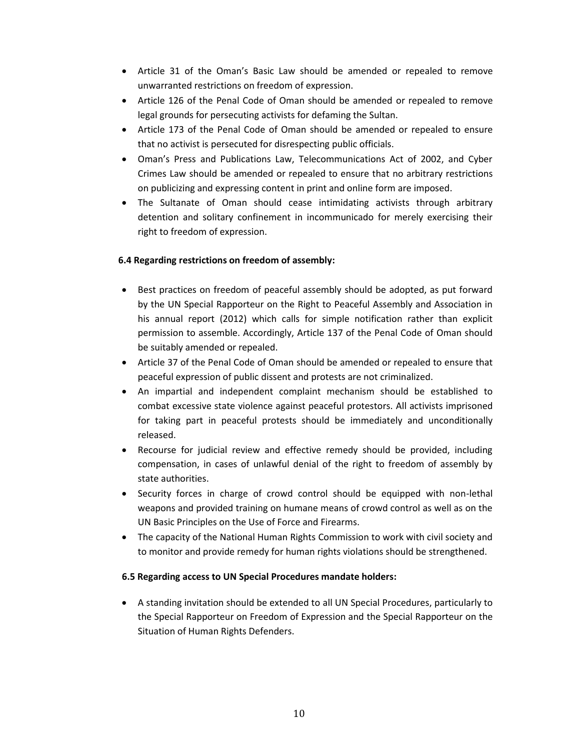- Article 31 of the Oman's Basic Law should be amended or repealed to remove unwarranted restrictions on freedom of expression.
- Article 126 of the Penal Code of Oman should be amended or repealed to remove legal grounds for persecuting activists for defaming the Sultan.
- Article 173 of the Penal Code of Oman should be amended or repealed to ensure that no activist is persecuted for disrespecting public officials.
- Oman's Press and Publications Law, Telecommunications Act of 2002, and Cyber Crimes Law should be amended or repealed to ensure that no arbitrary restrictions on publicizing and expressing content in print and online form are imposed.
- The Sultanate of Oman should cease intimidating activists through arbitrary detention and solitary confinement in incommunicado for merely exercising their right to freedom of expression.

**6.4 Regarding restrictions on freedom of assembly:**

- Best practices on freedom of peaceful assembly should be adopted, as put forward by the UN Special Rapporteur on the Right to Peaceful Assembly and Association in his annual report (2012) which calls for simple notification rather than explicit permission to assemble. Accordingly, Article 137 of the Penal Code of Oman should be suitably amended or repealed.
- Article 37 of the Penal Code of Oman should be amended or repealed to ensure that peaceful expression of public dissent and protests are not criminalized.
- An impartial and independent complaint mechanism should be established to combat excessive state violence against peaceful protestors. All activists imprisoned for taking part in peaceful protests should be immediately and unconditionally released.
- Recourse for judicial review and effective remedy should be provided, including compensation, in cases of unlawful denial of the right to freedom of assembly by state authorities.
- Security forces in charge of crowd control should be equipped with non-lethal weapons and provided training on humane means of crowd control as well as on the UN Basic Principles on the Use of Force and Firearms.
- The capacity of the National Human Rights Commission to work with civil society and to monitor and provide remedy for human rights violations should be strengthened.

**6.5 Regarding access to UN Special Procedures mandate holders:**

- A standing invitation should be extended to all UN Special Procedures, particularly to the Special Rapporteur on Freedom of Expression and the Special Rapporteur on the Situation of Human Rights Defenders.